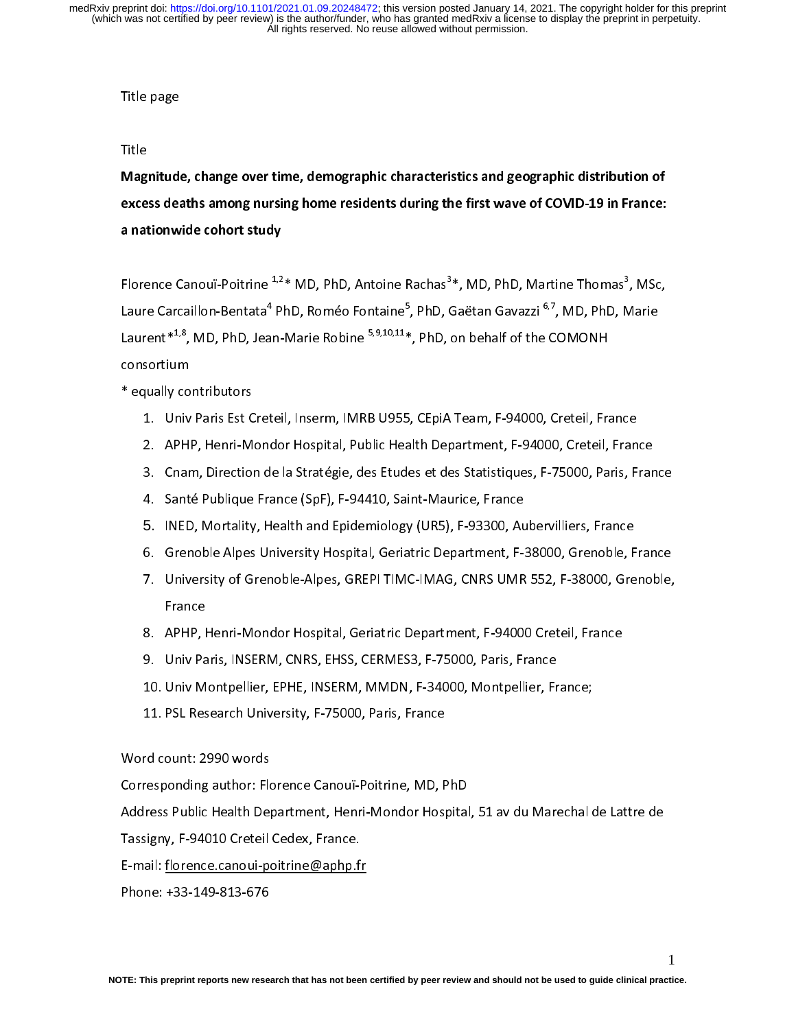Title page

Title

# Magnitude, change over time, demographic characteristics and geographic distribution of excess deaths among nursing home residents during the first wave of COVID-19 in France: a nationwide cohort study

Florence Canouï-Poitrine [1,2]* MD, PhD, Antoine Rachas[3]*, MD, PhD, Martine Thomas[3], MSc, Laure Carcaillon-Bentata[4] PhD, Roméo Fontaine[5], PhD, Gaëtan Gavazzi [6,7], MD, PhD, Marie Laurent*[1,8], MD, PhD, Jean-Marie Robine [5,9,10,11]*, PhD, on behalf of the COMONH consortium

\* equally contributors

1. Univ Paris Est Creteil, Inserm, IMRB U955, CEpiA Team, F-94000, Creteil, France
2. APHP, Henri-Mondor Hospital, Public Health Department, F-94000, Creteil, France
3. Cnam, Direction de la Stratégie, des Etudes et des Statistiques, F-75000, Paris, France
4. Santé Publique France (SpF), F-94410, Saint-Maurice, France
5. INED, Mortality, Health and Epidemiology (UR5), F-93300, Aubervilliers, France
6. Grenoble Alpes University Hospital, Geriatric Department, F-38000, Grenoble, France
7. University of Grenoble-Alpes, GREPI TIMC-IMAG, CNRS UMR 552, F-38000, Grenoble, France
8. APHP, Henri-Mondor Hospital, Geriatric Department, F-94000 Creteil, France
9. Univ Paris, INSERM, CNRS, EHSS, CERMES3, F-75000, Paris, France
10. Univ Montpellier, EPHE, INSERM, MMDN, F-34000, Montpellier, France;
11. PSL Research University, F-75000, Paris, France

Word count: 2990 words

Corresponding author: Florence Canouï-Poitrine, MD, PhD

Address Public Health Department, Henri-Mondor Hospital, 51 av du Marechal de Lattre de Tassigny, F-94010 Creteil Cedex, France.

E-mail: florence.canoui-poitrine@aphp.fr

Phone: +33-149-813-676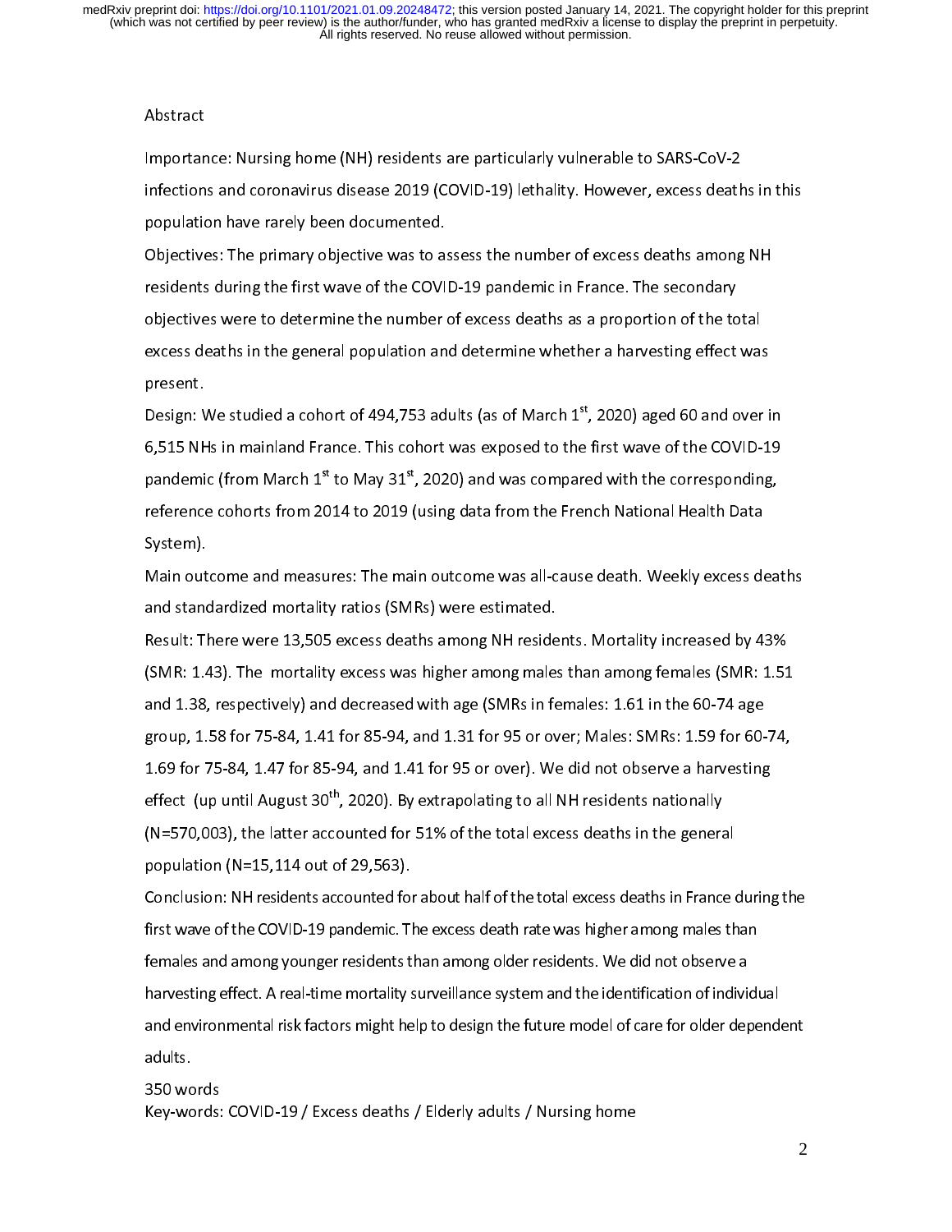Abstract

Importance: Nursing home (NH) residents are particularly vulnerable to SARS-CoV-2 infections and coronavirus disease 2019 (COVID-19) lethality. However, excess deaths in this population have rarely been documented.

Objectives: The primary objective was to assess the number of excess deaths among NH residents during the first wave of the COVID-19 pandemic in France. The secondary objectives were to determine the number of excess deaths as a proportion of the total excess deaths in the general population and determine whether a harvesting effect was present.

Design: We studied a cohort of 494,753 adults (as of March 1st, 2020) aged 60 and over in 6,515 NHs in mainland France. This cohort was exposed to the first wave of the COVID-19 pandemic (from March 1st to May 31st, 2020) and was compared with the corresponding, reference cohorts from 2014 to 2019 (using data from the French National Health Data System).

Main outcome and measures: The main outcome was all-cause death. Weekly excess deaths and standardized mortality ratios (SMRs) were estimated.

Result: There were 13,505 excess deaths among NH residents. Mortality increased by 43% (SMR: 1.43). The mortality excess was higher among males than among females (SMR: 1.51 and 1.38, respectively) and decreased with age (SMRs in females: 1.61 in the 60-74 age group, 1.58 for 75-84, 1.41 for 85-94, and 1.31 for 95 or over; Males: SMRs: 1.59 for 60-74, 1.69 for 75-84, 1.47 for 85-94, and 1.41 for 95 or over). We did not observe a harvesting effect (up until August 30th, 2020). By extrapolating to all NH residents nationally (N=570,003), the latter accounted for 51% of the total excess deaths in the general population (N=15,114 out of 29,563).

Conclusion: NH residents accounted for about half of the total excess deaths in France during the first wave of the COVID-19 pandemic. The excess death rate was higher among males than females and among younger residents than among older residents. We did not observe a harvesting effect. A real-time mortality surveillance system and the identification of individual and environmental risk factors might help to design the future model of care for older dependent adults.

350 words

Key-words: COVID-19 / Excess deaths / Elderly adults / Nursing home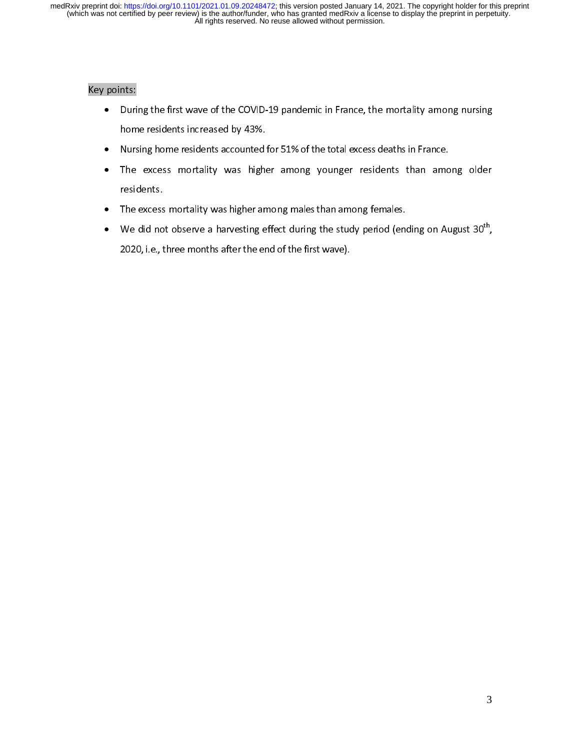Key points:

- During the first wave of the COVID-19 pandemic in France, the mortality among nursing home residents increased by 43%.
- Nursing home residents accounted for 51% of the total excess deaths in France.
- The excess mortality was higher among younger residents than among older residents.
- The excess mortality was higher among males than among females.
- We did not observe a harvesting effect during the study period (ending on August 30th, 2020, i.e., three months after the end of the first wave).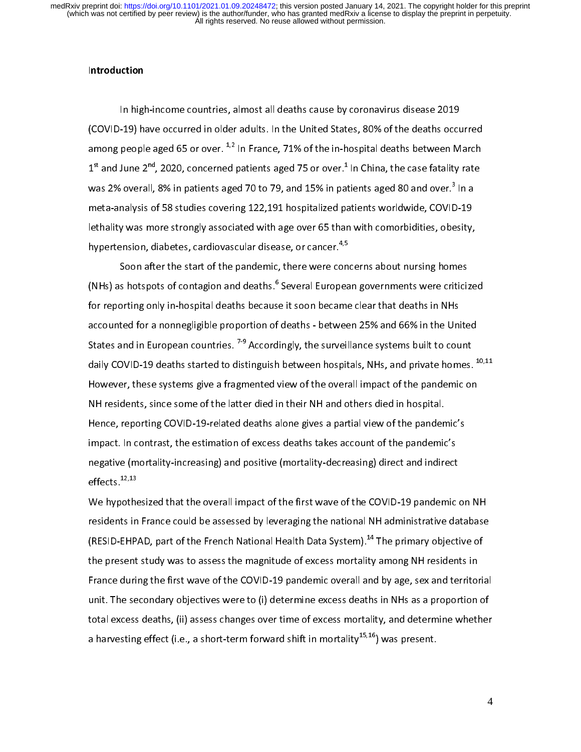## Introduction

In high-income countries, almost all deaths cause by coronavirus disease 2019 (COVID-19) have occurred in older adults. In the United States, 80% of the deaths occurred among people aged 65 or over. [1,2] In France, 71% of the in-hospital deaths between March 1st and June 2nd, 2020, concerned patients aged 75 or over.[1] In China, the case fatality rate was 2% overall, 8% in patients aged 70 to 79, and 15% in patients aged 80 and over.[3] In a meta-analysis of 58 studies covering 122,191 hospitalized patients worldwide, COVID-19 lethality was more strongly associated with age over 65 than with comorbidities, obesity, hypertension, diabetes, cardiovascular disease, or cancer.[4,5]

Soon after the start of the pandemic, there were concerns about nursing homes (NHs) as hotspots of contagion and deaths.[6] Several European governments were criticized for reporting only in-hospital deaths because it soon became clear that deaths in NHs accounted for a nonnegligible proportion of deaths - between 25% and 66% in the United States and in European countries. [7-9] Accordingly, the surveillance systems built to count daily COVID-19 deaths started to distinguish between hospitals, NHs, and private homes. [10,11] However, these systems give a fragmented view of the overall impact of the pandemic on NH residents, since some of the latter died in their NH and others died in hospital. Hence, reporting COVID-19-related deaths alone gives a partial view of the pandemic's impact. In contrast, the estimation of excess deaths takes account of the pandemic's negative (mortality-increasing) and positive (mortality-decreasing) direct and indirect effects.[12,13]

We hypothesized that the overall impact of the first wave of the COVID-19 pandemic on NH residents in France could be assessed by leveraging the national NH administrative database (RESID-EHPAD, part of the French National Health Data System).[14] The primary objective of the present study was to assess the magnitude of excess mortality among NH residents in France during the first wave of the COVID-19 pandemic overall and by age, sex and territorial unit. The secondary objectives were to (i) determine excess deaths in NHs as a proportion of total excess deaths, (ii) assess changes over time of excess mortality, and determine whether a harvesting effect (i.e., a short-term forward shift in mortality[15,16]) was present.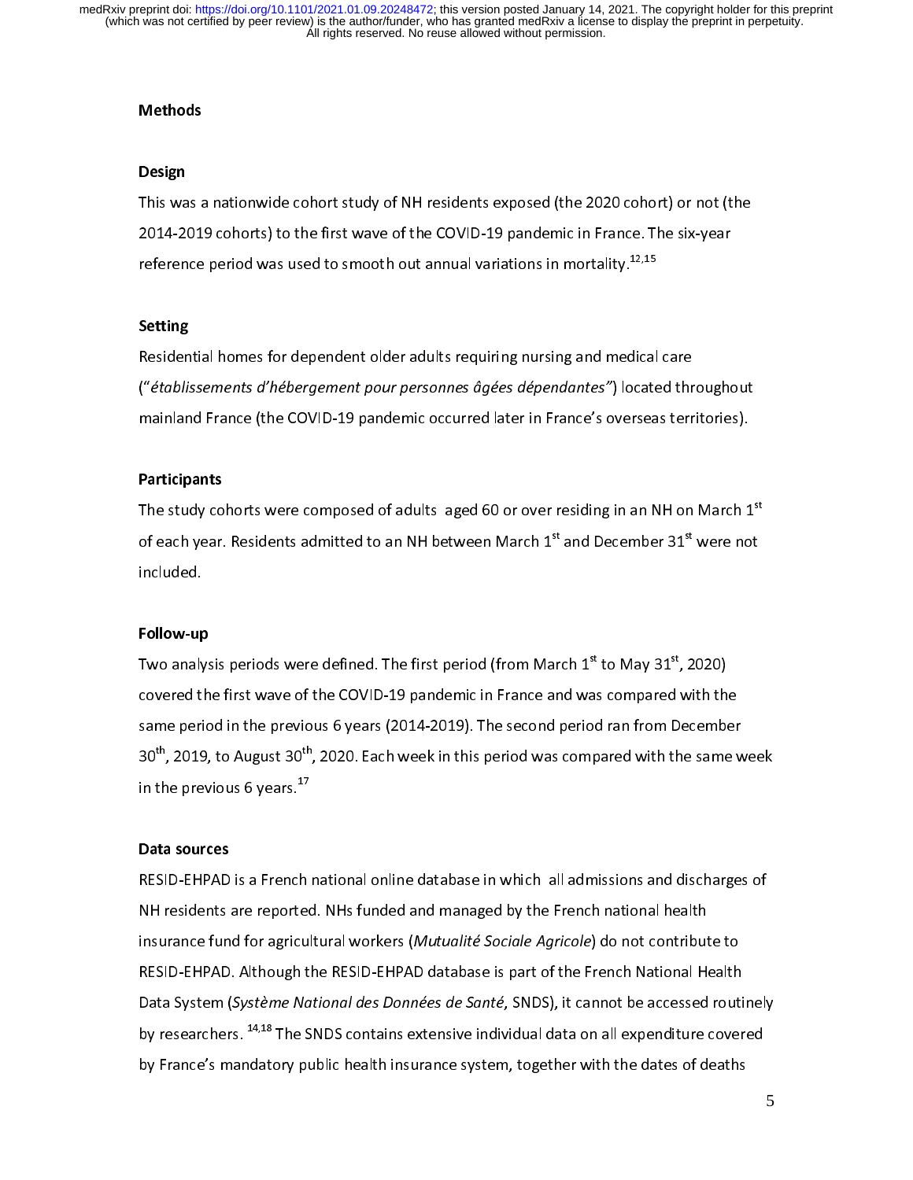## Methods

### Design

This was a nationwide cohort study of NH residents exposed (the 2020 cohort) or not (the 2014-2019 cohorts) to the first wave of the COVID-19 pandemic in France. The six-year reference period was used to smooth out annual variations in mortality.[12,15]

### Setting

Residential homes for dependent older adults requiring nursing and medical care (*"établissements d'hébergement pour personnes âgées dépendantes"*) located throughout mainland France (the COVID-19 pandemic occurred later in France's overseas territories).

### Participants

The study cohorts were composed of adults aged 60 or over residing in an NH on March 1st of each year. Residents admitted to an NH between March 1st and December 31st were not included.

### Follow-up

Two analysis periods were defined. The first period (from March 1st to May 31st, 2020) covered the first wave of the COVID-19 pandemic in France and was compared with the same period in the previous 6 years (2014-2019). The second period ran from December 30th, 2019, to August 30th, 2020. Each week in this period was compared with the same week in the previous 6 years.[17]

### Data sources

RESID-EHPAD is a French national online database in which all admissions and discharges of NH residents are reported. NHs funded and managed by the French national health insurance fund for agricultural workers (*Mutualité Sociale Agricole*) do not contribute to RESID-EHPAD. Although the RESID-EHPAD database is part of the French National Health Data System (*Système National des Données de Santé*, SNDS), it cannot be accessed routinely by researchers.[14,18] The SNDS contains extensive individual data on all expenditure covered by France's mandatory public health insurance system, together with the dates of deaths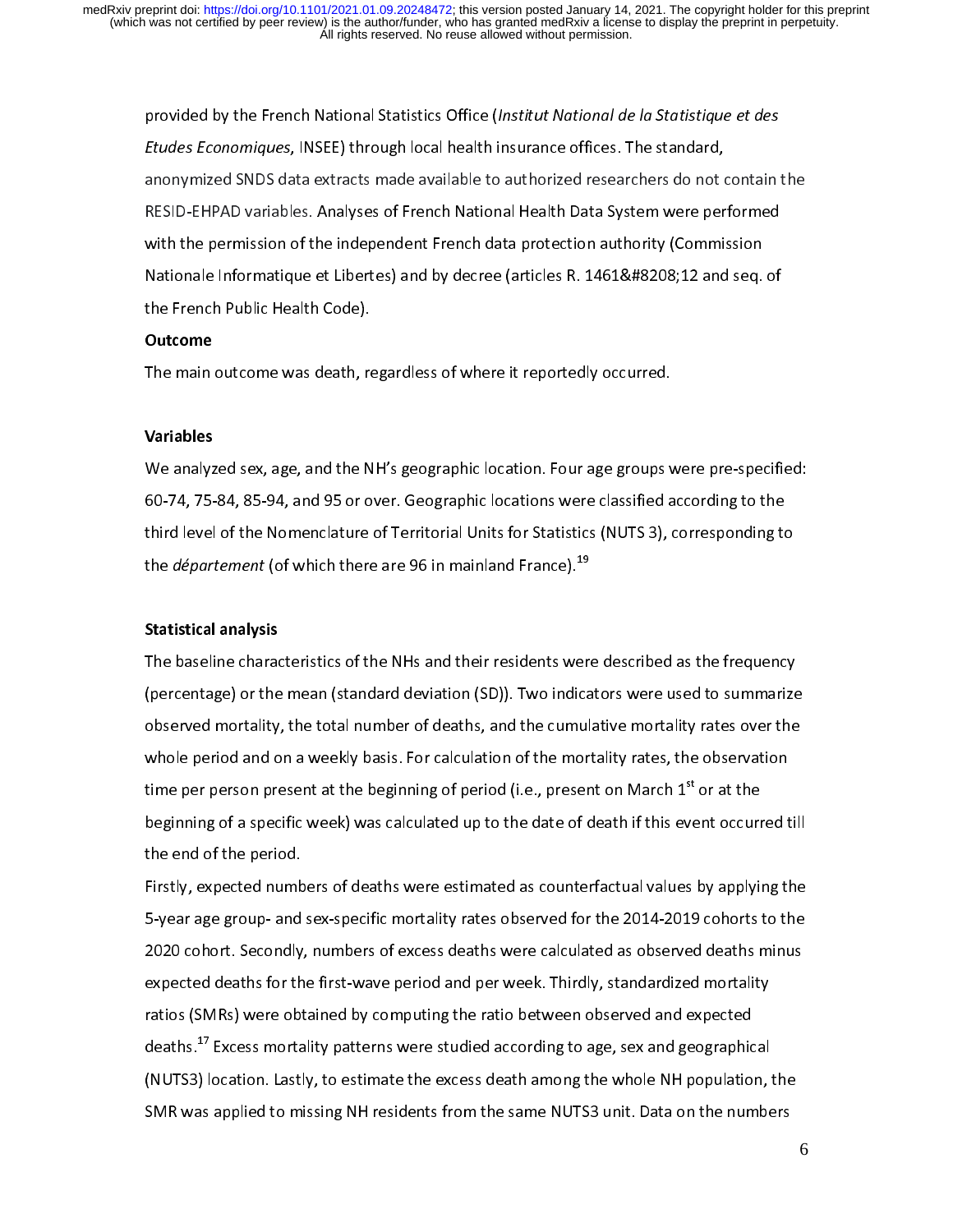provided by the French National Statistics Office (*Institut National de la Statistique et des Etudes Economiques*, INSEE) through local health insurance offices. The standard, anonymized SNDS data extracts made available to authorized researchers do not contain the RESID-EHPAD variables. Analyses of French National Health Data System were performed with the permission of the independent French data protection authority (Commission Nationale Informatique et Libertes) and by decree (articles R. 1461&#8208;12 and seq. of the French Public Health Code).

**Outcome**

The main outcome was death, regardless of where it reportedly occurred.

**Variables**

We analyzed sex, age, and the NH's geographic location. Four age groups were pre-specified: 60-74, 75-84, 85-94, and 95 or over. Geographic locations were classified according to the third level of the Nomenclature of Territorial Units for Statistics (NUTS 3), corresponding to the *département* (of which there are 96 in mainland France).[19]

**Statistical analysis**

The baseline characteristics of the NHs and their residents were described as the frequency (percentage) or the mean (standard deviation (SD)). Two indicators were used to summarize observed mortality, the total number of deaths, and the cumulative mortality rates over the whole period and on a weekly basis. For calculation of the mortality rates, the observation time per person present at the beginning of period (i.e., present on March 1st or at the beginning of a specific week) was calculated up to the date of death if this event occurred till the end of the period.

Firstly, expected numbers of deaths were estimated as counterfactual values by applying the 5-year age group- and sex-specific mortality rates observed for the 2014-2019 cohorts to the 2020 cohort. Secondly, numbers of excess deaths were calculated as observed deaths minus expected deaths for the first-wave period and per week. Thirdly, standardized mortality ratios (SMRs) were obtained by computing the ratio between observed and expected deaths.[17] Excess mortality patterns were studied according to age, sex and geographical (NUTS3) location. Lastly, to estimate the excess death among the whole NH population, the SMR was applied to missing NH residents from the same NUTS3 unit. Data on the numbers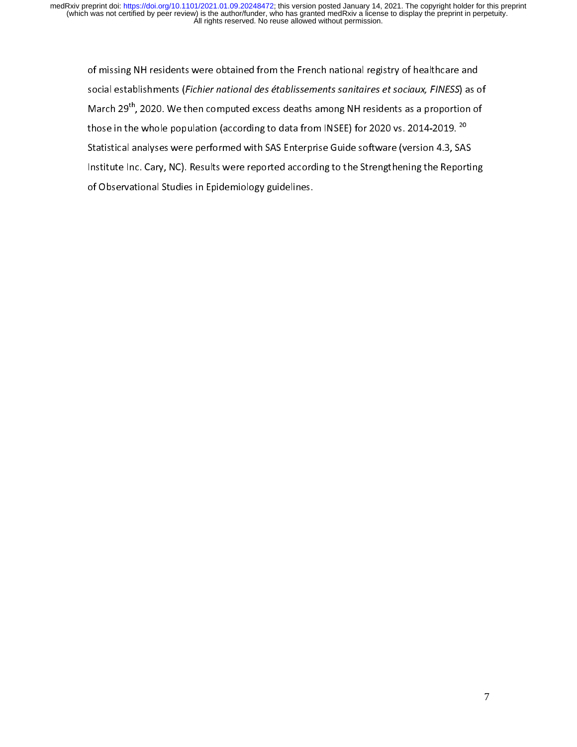of missing NH residents were obtained from the French national registry of healthcare and social establishments (*Fichier national des établissements sanitaires et sociaux, FINESS*) as of March 29th, 2020. We then computed excess deaths among NH residents as a proportion of those in the whole population (according to data from INSEE) for 2020 vs. 2014-2019. [20] Statistical analyses were performed with SAS Enterprise Guide software (version 4.3, SAS Institute Inc. Cary, NC). Results were reported according to the Strengthening the Reporting of Observational Studies in Epidemiology guidelines.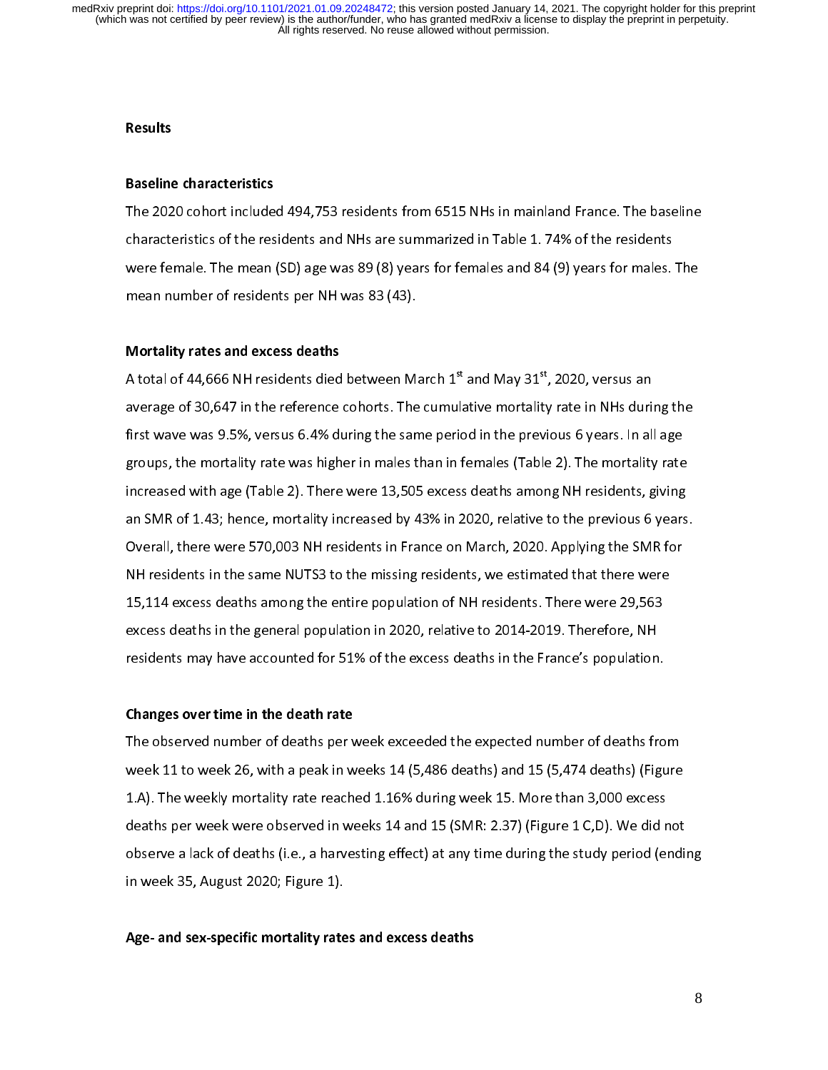## Results

### Baseline characteristics

The 2020 cohort included 494,753 residents from 6515 NHs in mainland France. The baseline characteristics of the residents and NHs are summarized in Table 1. 74% of the residents were female. The mean (SD) age was 89 (8) years for females and 84 (9) years for males. The mean number of residents per NH was 83 (43).

### Mortality rates and excess deaths

A total of 44,666 NH residents died between March 1[st] and May 31[st], 2020, versus an average of 30,647 in the reference cohorts. The cumulative mortality rate in NHs during the first wave was 9.5%, versus 6.4% during the same period in the previous 6 years. In all age groups, the mortality rate was higher in males than in females (Table 2). The mortality rate increased with age (Table 2). There were 13,505 excess deaths among NH residents, giving an SMR of 1.43; hence, mortality increased by 43% in 2020, relative to the previous 6 years. Overall, there were 570,003 NH residents in France on March, 2020. Applying the SMR for NH residents in the same NUTS3 to the missing residents, we estimated that there were 15,114 excess deaths among the entire population of NH residents. There were 29,563 excess deaths in the general population in 2020, relative to 2014-2019. Therefore, NH residents may have accounted for 51% of the excess deaths in the France's population.

### Changes over time in the death rate

The observed number of deaths per week exceeded the expected number of deaths from week 11 to week 26, with a peak in weeks 14 (5,486 deaths) and 15 (5,474 deaths) (Figure 1.A). The weekly mortality rate reached 1.16% during week 15. More than 3,000 excess deaths per week were observed in weeks 14 and 15 (SMR: 2.37) (Figure 1 C,D). We did not observe a lack of deaths (i.e., a harvesting effect) at any time during the study period (ending in week 35, August 2020; Figure 1).

### Age- and sex-specific mortality rates and excess deaths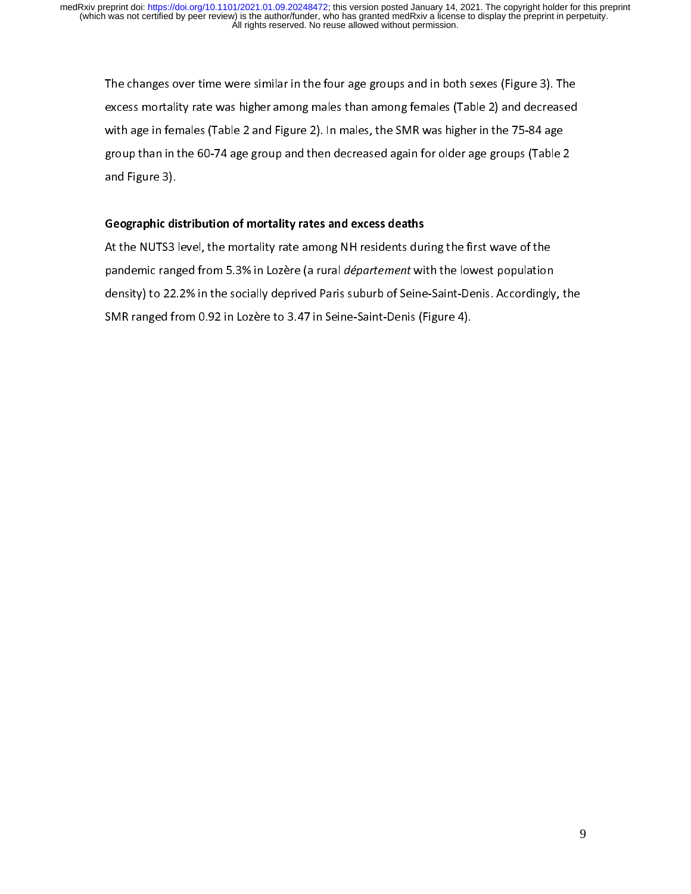The changes over time were similar in the four age groups and in both sexes (Figure 3). The excess mortality rate was higher among males than among females (Table 2) and decreased with age in females (Table 2 and Figure 2). In males, the SMR was higher in the 75-84 age group than in the 60-74 age group and then decreased again for older age groups (Table 2 and Figure 3).

**Geographic distribution of mortality rates and excess deaths**

At the NUTS3 level, the mortality rate among NH residents during the first wave of the pandemic ranged from 5.3% in Lozère (a rural *département* with the lowest population density) to 22.2% in the socially deprived Paris suburb of Seine-Saint-Denis. Accordingly, the SMR ranged from 0.92 in Lozère to 3.47 in Seine-Saint-Denis (Figure 4).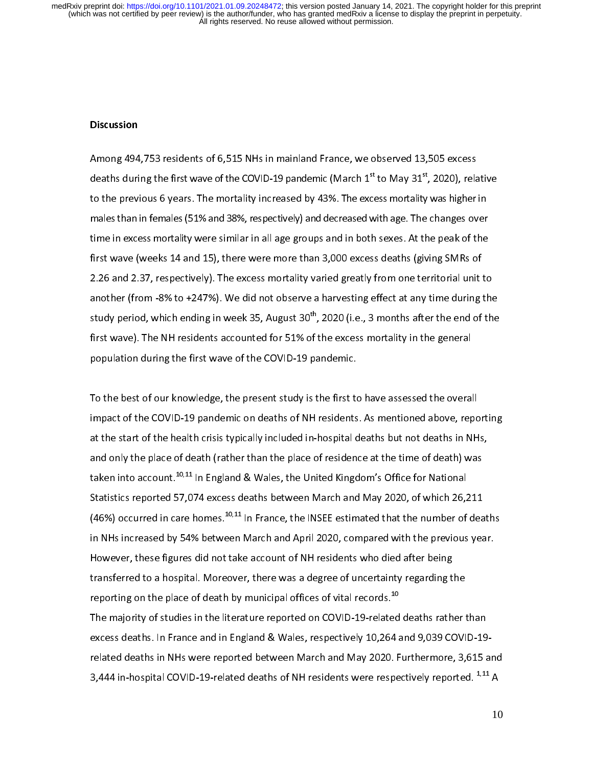## Discussion

Among 494,753 residents of 6,515 NHs in mainland France, we observed 13,505 excess deaths during the first wave of the COVID-19 pandemic (March 1st to May 31st, 2020), relative to the previous 6 years. The mortality increased by 43%. The excess mortality was higher in males than in females (51% and 38%, respectively) and decreased with age. The changes over time in excess mortality were similar in all age groups and in both sexes. At the peak of the first wave (weeks 14 and 15), there were more than 3,000 excess deaths (giving SMRs of 2.26 and 2.37, respectively). The excess mortality varied greatly from one territorial unit to another (from -8% to +247%). We did not observe a harvesting effect at any time during the study period, which ending in week 35, August 30th, 2020 (i.e., 3 months after the end of the first wave). The NH residents accounted for 51% of the excess mortality in the general population during the first wave of the COVID-19 pandemic.

To the best of our knowledge, the present study is the first to have assessed the overall impact of the COVID-19 pandemic on deaths of NH residents. As mentioned above, reporting at the start of the health crisis typically included in-hospital deaths but not deaths in NHs, and only the place of death (rather than the place of residence at the time of death) was taken into account.[10,11] In England & Wales, the United Kingdom's Office for National Statistics reported 57,074 excess deaths between March and May 2020, of which 26,211 (46%) occurred in care homes.[10,11] In France, the INSEE estimated that the number of deaths in NHs increased by 54% between March and April 2020, compared with the previous year. However, these figures did not take account of NH residents who died after being transferred to a hospital. Moreover, there was a degree of uncertainty regarding the reporting on the place of death by municipal offices of vital records.[10]

The majority of studies in the literature reported on COVID-19-related deaths rather than excess deaths. In France and in England & Wales, respectively 10,264 and 9,039 COVID-19-related deaths in NHs were reported between March and May 2020. Furthermore, 3,615 and 3,444 in-hospital COVID-19-related deaths of NH residents were respectively reported.[1,11] A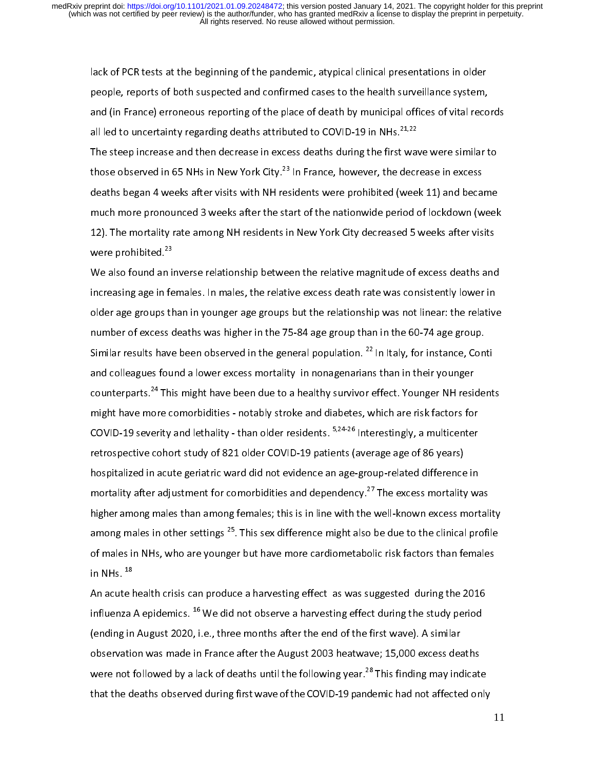lack of PCR tests at the beginning of the pandemic, atypical clinical presentations in older people, reports of both suspected and confirmed cases to the health surveillance system, and (in France) erroneous reporting of the place of death by municipal offices of vital records all led to uncertainty regarding deaths attributed to COVID-19 in NHs.[21,22]

The steep increase and then decrease in excess deaths during the first wave were similar to those observed in 65 NHs in New York City.[23] In France, however, the decrease in excess deaths began 4 weeks after visits with NH residents were prohibited (week 11) and became much more pronounced 3 weeks after the start of the nationwide period of lockdown (week 12). The mortality rate among NH residents in New York City decreased 5 weeks after visits were prohibited.[23]

We also found an inverse relationship between the relative magnitude of excess deaths and increasing age in females. In males, the relative excess death rate was consistently lower in older age groups than in younger age groups but the relationship was not linear: the relative number of excess deaths was higher in the 75-84 age group than in the 60-74 age group. Similar results have been observed in the general population. [22] In Italy, for instance, Conti and colleagues found a lower excess mortality in nonagenarians than in their younger counterparts.[24] This might have been due to a healthy survivor effect. Younger NH residents might have more comorbidities - notably stroke and diabetes, which are risk factors for COVID-19 severity and lethality - than older residents. [5,24-26] Interestingly, a multicenter retrospective cohort study of 821 older COVID-19 patients (average age of 86 years) hospitalized in acute geriatric ward did not evidence an age-group-related difference in mortality after adjustment for comorbidities and dependency.[27] The excess mortality was higher among males than among females; this is in line with the well-known excess mortality among males in other settings [25]. This sex difference might also be due to the clinical profile of males in NHs, who are younger but have more cardiometabolic risk factors than females in NHs. [18]

An acute health crisis can produce a harvesting effect as was suggested during the 2016 influenza A epidemics. [16] We did not observe a harvesting effect during the study period (ending in August 2020, i.e., three months after the end of the first wave). A similar observation was made in France after the August 2003 heatwave; 15,000 excess deaths were not followed by a lack of deaths until the following year.[28] This finding may indicate that the deaths observed during first wave of the COVID-19 pandemic had not affected only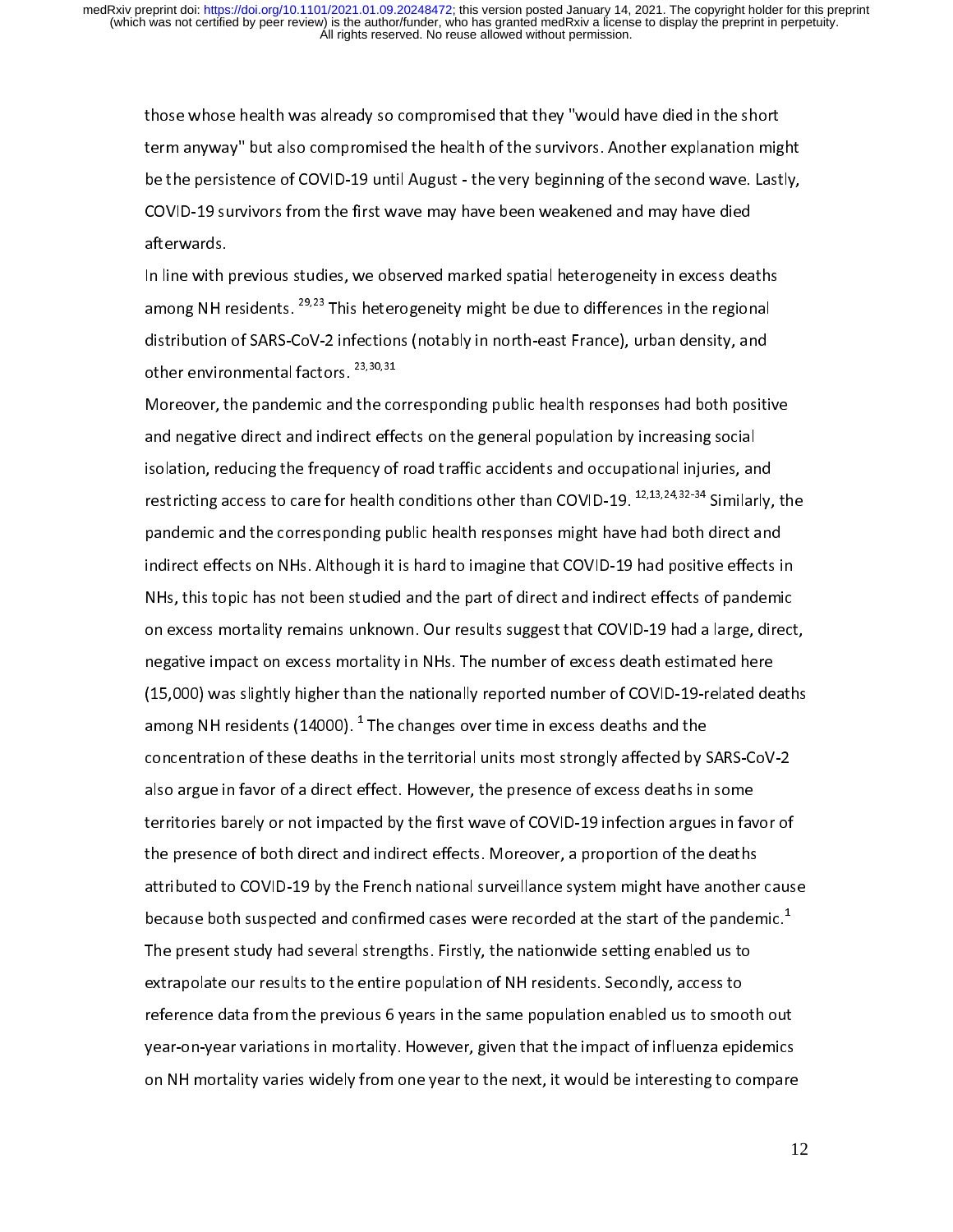those whose health was already so compromised that they "would have died in the short term anyway" but also compromised the health of the survivors. Another explanation might be the persistence of COVID-19 until August - the very beginning of the second wave. Lastly, COVID-19 survivors from the first wave may have been weakened and may have died afterwards.

In line with previous studies, we observed marked spatial heterogeneity in excess deaths among NH residents. [29,23] This heterogeneity might be due to differences in the regional distribution of SARS-CoV-2 infections (notably in north-east France), urban density, and other environmental factors. [23,30,31]

Moreover, the pandemic and the corresponding public health responses had both positive and negative direct and indirect effects on the general population by increasing social isolation, reducing the frequency of road traffic accidents and occupational injuries, and restricting access to care for health conditions other than COVID-19. [12,13,24,32-34] Similarly, the pandemic and the corresponding public health responses might have had both direct and indirect effects on NHs. Although it is hard to imagine that COVID-19 had positive effects in NHs, this topic has not been studied and the part of direct and indirect effects of pandemic on excess mortality remains unknown. Our results suggest that COVID-19 had a large, direct, negative impact on excess mortality in NHs. The number of excess death estimated here (15,000) was slightly higher than the nationally reported number of COVID-19-related deaths among NH residents (14000). [1] The changes over time in excess deaths and the concentration of these deaths in the territorial units most strongly affected by SARS-CoV-2 also argue in favor of a direct effect. However, the presence of excess deaths in some territories barely or not impacted by the first wave of COVID-19 infection argues in favor of the presence of both direct and indirect effects. Moreover, a proportion of the deaths attributed to COVID-19 by the French national surveillance system might have another cause because both suspected and confirmed cases were recorded at the start of the pandemic.[1]

The present study had several strengths. Firstly, the nationwide setting enabled us to extrapolate our results to the entire population of NH residents. Secondly, access to reference data from the previous 6 years in the same population enabled us to smooth out year-on-year variations in mortality. However, given that the impact of influenza epidemics on NH mortality varies widely from one year to the next, it would be interesting to compare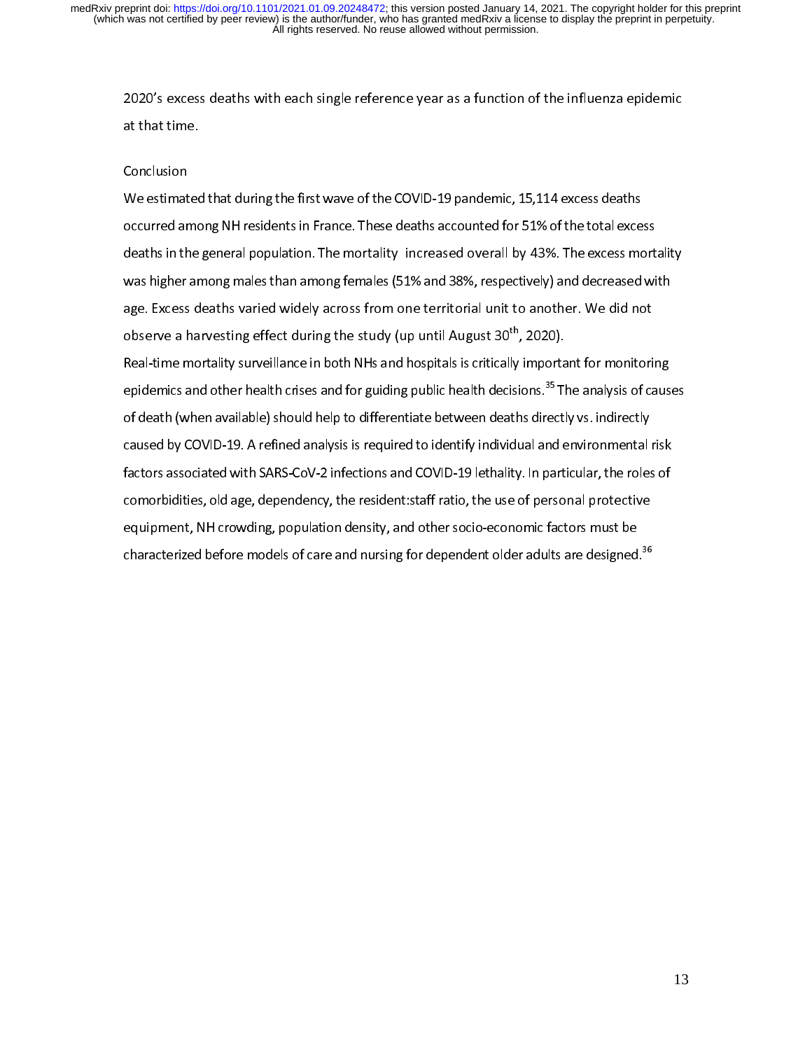2020's excess deaths with each single reference year as a function of the influenza epidemic at that time.

## Conclusion

We estimated that during the first wave of the COVID-19 pandemic, 15,114 excess deaths occurred among NH residents in France. These deaths accounted for 51% of the total excess deaths in the general population. The mortality increased overall by 43%. The excess mortality was higher among males than among females (51% and 38%, respectively) and decreased with age. Excess deaths varied widely across from one territorial unit to another. We did not observe a harvesting effect during the study (up until August 30th, 2020).

Real-time mortality surveillance in both NHs and hospitals is critically important for monitoring epidemics and other health crises and for guiding public health decisions.[35] The analysis of causes of death (when available) should help to differentiate between deaths directly vs. indirectly caused by COVID-19. A refined analysis is required to identify individual and environmental risk factors associated with SARS-CoV-2 infections and COVID-19 lethality. In particular, the roles of comorbidities, old age, dependency, the resident:staff ratio, the use of personal protective equipment, NH crowding, population density, and other socio-economic factors must be characterized before models of care and nursing for dependent older adults are designed.[36]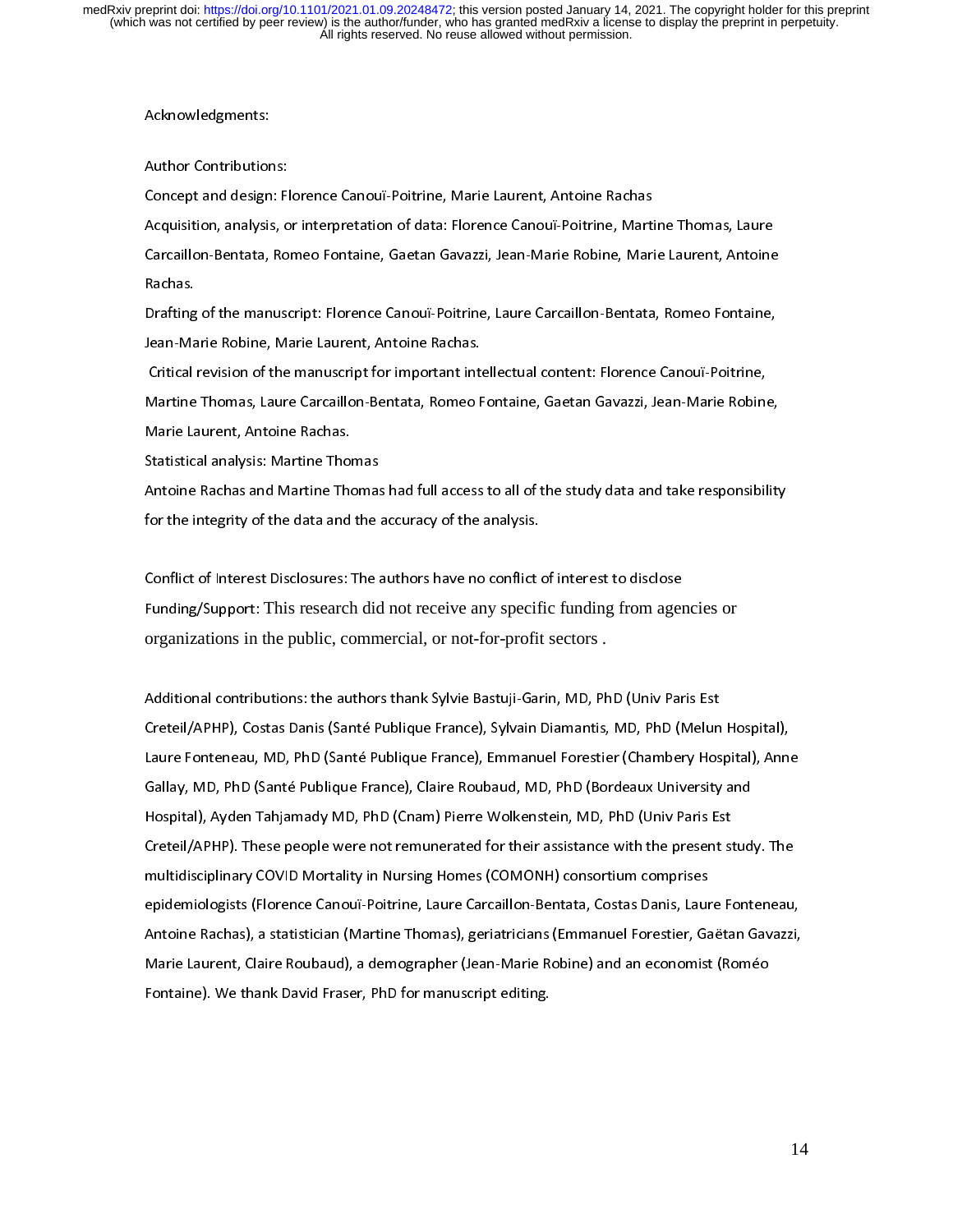Acknowledgments:

Author Contributions:

Concept and design: Florence Canouï-Poitrine, Marie Laurent, Antoine Rachas

Acquisition, analysis, or interpretation of data: Florence Canouï-Poitrine, Martine Thomas, Laure Carcaillon-Bentata, Romeo Fontaine, Gaetan Gavazzi, Jean-Marie Robine, Marie Laurent, Antoine Rachas.

Drafting of the manuscript: Florence Canouï-Poitrine, Laure Carcaillon-Bentata, Romeo Fontaine, Jean-Marie Robine, Marie Laurent, Antoine Rachas.

Critical revision of the manuscript for important intellectual content: Florence Canouï-Poitrine, Martine Thomas, Laure Carcaillon-Bentata, Romeo Fontaine, Gaetan Gavazzi, Jean-Marie Robine, Marie Laurent, Antoine Rachas.

Statistical analysis: Martine Thomas

Antoine Rachas and Martine Thomas had full access to all of the study data and take responsibility for the integrity of the data and the accuracy of the analysis.

Conflict of Interest Disclosures: The authors have no conflict of interest to disclose

Funding/Support: This research did not receive any specific funding from agencies or organizations in the public, commercial, or not-for-profit sectors .

Additional contributions: the authors thank Sylvie Bastuji-Garin, MD, PhD (Univ Paris Est Creteil/APHP), Costas Danis (Santé Publique France), Sylvain Diamantis, MD, PhD (Melun Hospital), Laure Fonteneau, MD, PhD (Santé Publique France), Emmanuel Forestier (Chambery Hospital), Anne Gallay, MD, PhD (Santé Publique France), Claire Roubaud, MD, PhD (Bordeaux University and Hospital), Ayden Tahjamady MD, PhD (Cnam) Pierre Wolkenstein, MD, PhD (Univ Paris Est Creteil/APHP). These people were not remunerated for their assistance with the present study. The multidisciplinary COVID Mortality in Nursing Homes (COMONH) consortium comprises epidemiologists (Florence Canouï-Poitrine, Laure Carcaillon-Bentata, Costas Danis, Laure Fonteneau, Antoine Rachas), a statistician (Martine Thomas), geriatricians (Emmanuel Forestier, Gaëtan Gavazzi, Marie Laurent, Claire Roubaud), a demographer (Jean-Marie Robine) and an economist (Roméo Fontaine). We thank David Fraser, PhD for manuscript editing.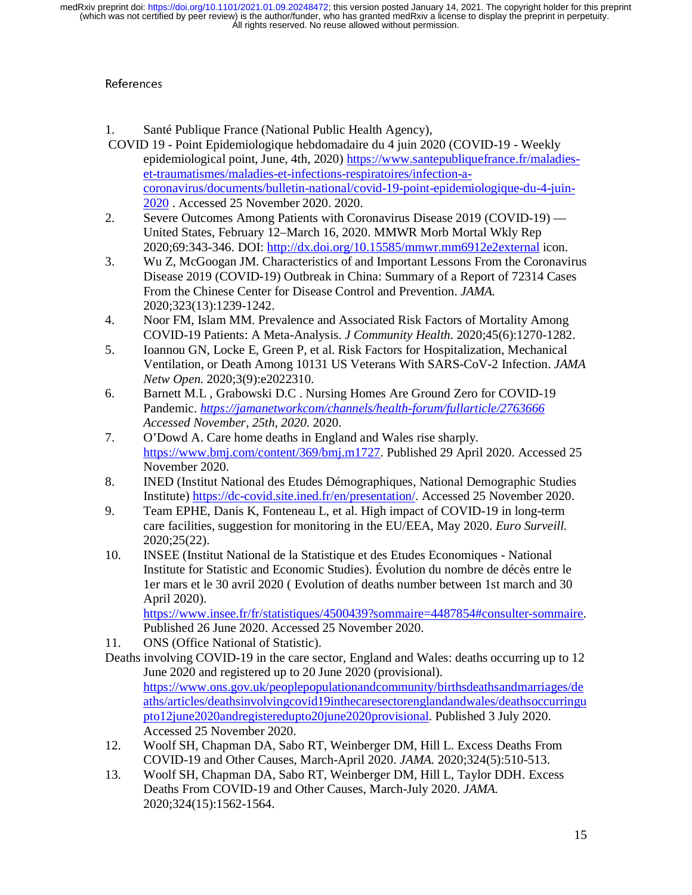References

1. Santé Publique France (National Public Health Agency), COVID 19 - Point Epidemiologique hebdomadaire du 4 juin 2020 (COVID-19 - Weekly epidemiological point, June, 4th, 2020) https://www.santepubliquefrance.fr/maladies-et-traumatismes/maladies-et-infections-respiratoires/infection-a-coronavirus/documents/bulletin-national/covid-19-point-epidemiologique-du-4-juin-2020 . Accessed 25 November 2020. 2020.
2. Severe Outcomes Among Patients with Coronavirus Disease 2019 (COVID-19) — United States, February 12–March 16, 2020. MMWR Morb Mortal Wkly Rep 2020;69:343-346. DOI: http://dx.doi.org/10.15585/mmwr.mm6912e2external icon.
3. Wu Z, McGoogan JM. Characteristics of and Important Lessons From the Coronavirus Disease 2019 (COVID-19) Outbreak in China: Summary of a Report of 72314 Cases From the Chinese Center for Disease Control and Prevention. *JAMA.* 2020;323(13):1239-1242.
4. Noor FM, Islam MM. Prevalence and Associated Risk Factors of Mortality Among COVID-19 Patients: A Meta-Analysis. *J Community Health.* 2020;45(6):1270-1282.
5. Ioannou GN, Locke E, Green P, et al. Risk Factors for Hospitalization, Mechanical Ventilation, or Death Among 10131 US Veterans With SARS-CoV-2 Infection. *JAMA Netw Open.* 2020;3(9):e2022310.
6. Barnett M.L , Grabowski D.C . Nursing Homes Are Ground Zero for COVID-19 Pandemic. *https://jamanetworkcom/channels/health-forum/fullarticle/2763666 Accessed November, 25th, 2020.* 2020.
7. O'Dowd A. Care home deaths in England and Wales rise sharply. https://www.bmj.com/content/369/bmj.m1727. Published 29 April 2020. Accessed 25 November 2020.
8. INED (Institut National des Etudes Démographiques, National Demographic Studies Institute) https://dc-covid.site.ined.fr/en/presentation/. Accessed 25 November 2020.
9. Team EPHE, Danis K, Fonteneau L, et al. High impact of COVID-19 in long-term care facilities, suggestion for monitoring in the EU/EEA, May 2020. *Euro Surveill.* 2020;25(22).
10. INSEE (Institut National de la Statistique et des Etudes Economiques - National Institute for Statistic and Economic Studies). Évolution du nombre de décès entre le 1er mars et le 30 avril 2020 ( Evolution of deaths number between 1st march and 30 April 2020). https://www.insee.fr/fr/statistiques/4500439?sommaire=4487854#consulter-sommaire. Published 26 June 2020. Accessed 25 November 2020.
11. ONS (Office National of Statistic). Deaths involving COVID-19 in the care sector, England and Wales: deaths occurring up to 12 June 2020 and registered up to 20 June 2020 (provisional). https://www.ons.gov.uk/peoplepopulationandcommunity/birthsdeathsandmarriages/deaths/articles/deathsinvolvingcovid19inthecaresectorenglandandwales/deathsoccurringupto12june2020andregisteredupto20june2020provisional. Published 3 July 2020. Accessed 25 November 2020.
12. Woolf SH, Chapman DA, Sabo RT, Weinberger DM, Hill L. Excess Deaths From COVID-19 and Other Causes, March-April 2020. *JAMA.* 2020;324(5):510-513.
13. Woolf SH, Chapman DA, Sabo RT, Weinberger DM, Hill L, Taylor DDH. Excess Deaths From COVID-19 and Other Causes, March-July 2020. *JAMA.* 2020;324(15):1562-1564.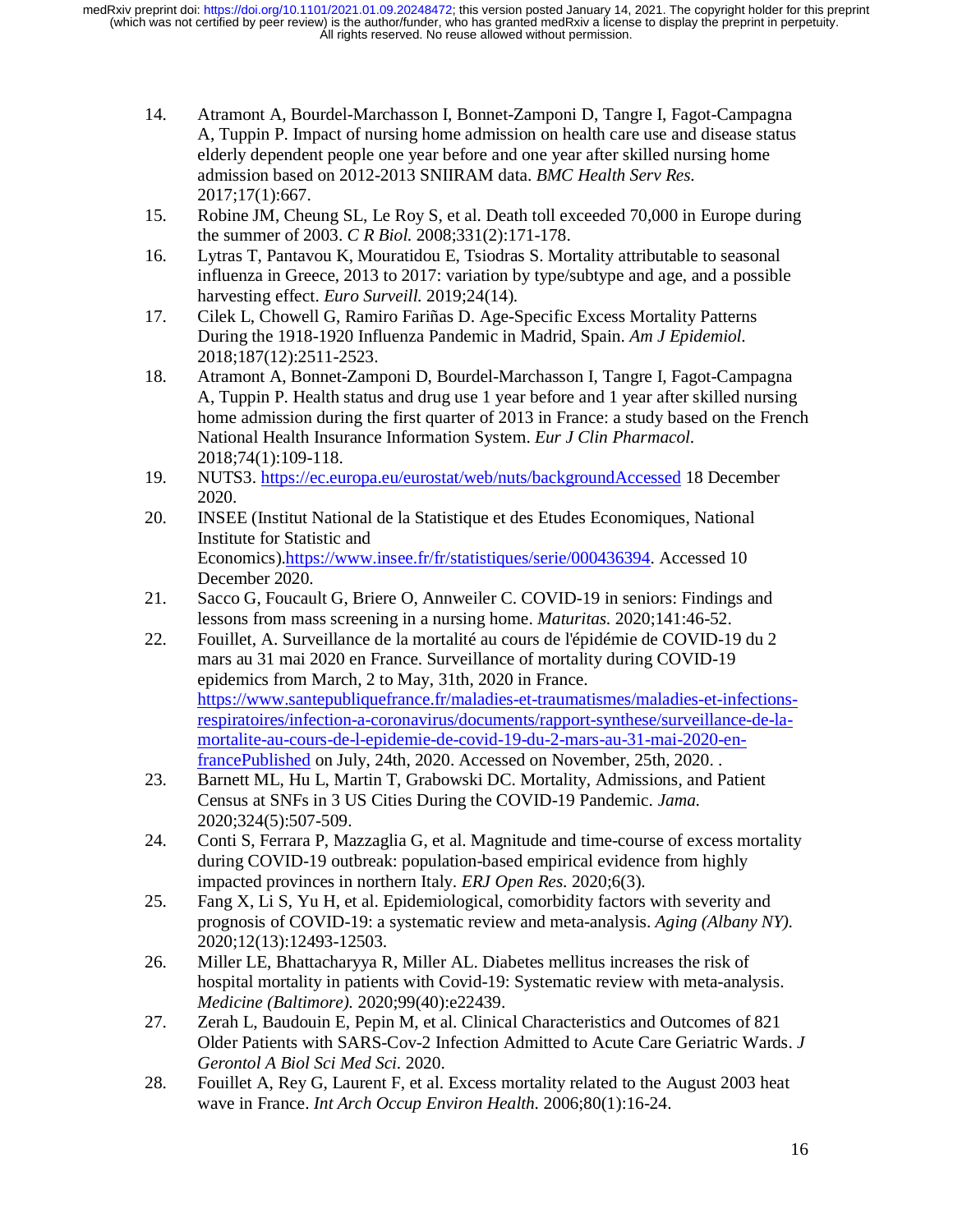14. Atramont A, Bourdel-Marchasson I, Bonnet-Zamponi D, Tangre I, Fagot-Campagna A, Tuppin P. Impact of nursing home admission on health care use and disease status elderly dependent people one year before and one year after skilled nursing home admission based on 2012-2013 SNIIRAM data. *BMC Health Serv Res.* 2017;17(1):667.
15. Robine JM, Cheung SL, Le Roy S, et al. Death toll exceeded 70,000 in Europe during the summer of 2003. *C R Biol.* 2008;331(2):171-178.
16. Lytras T, Pantavou K, Mouratidou E, Tsiodras S. Mortality attributable to seasonal influenza in Greece, 2013 to 2017: variation by type/subtype and age, and a possible harvesting effect. *Euro Surveill.* 2019;24(14).
17. Cilek L, Chowell G, Ramiro Fariñas D. Age-Specific Excess Mortality Patterns During the 1918-1920 Influenza Pandemic in Madrid, Spain. *Am J Epidemiol.* 2018;187(12):2511-2523.
18. Atramont A, Bonnet-Zamponi D, Bourdel-Marchasson I, Tangre I, Fagot-Campagna A, Tuppin P. Health status and drug use 1 year before and 1 year after skilled nursing home admission during the first quarter of 2013 in France: a study based on the French National Health Insurance Information System. *Eur J Clin Pharmacol.* 2018;74(1):109-118.
19. NUTS3. https://ec.europa.eu/eurostat/web/nuts/backgroundAccessed 18 December 2020.
20. INSEE (Institut National de la Statistique et des Etudes Economiques, National Institute for Statistic and Economics).https://www.insee.fr/fr/statistiques/serie/000436394. Accessed 10 December 2020.
21. Sacco G, Foucault G, Briere O, Annweiler C. COVID-19 in seniors: Findings and lessons from mass screening in a nursing home. *Maturitas.* 2020;141:46-52.
22. Fouillet, A. Surveillance de la mortalité au cours de l'épidémie de COVID-19 du 2 mars au 31 mai 2020 en France. Surveillance of mortality during COVID-19 epidemics from March, 2 to May, 31th, 2020 in France. https://www.santepubliquefrance.fr/maladies-et-traumatismes/maladies-et-infections-respiratoires/infection-a-coronavirus/documents/rapport-synthese/surveillance-de-la-mortalite-au-cours-de-l-epidemie-de-covid-19-du-2-mars-au-31-mai-2020-en-francePublished on July, 24th, 2020. Accessed on November, 25th, 2020. .
23. Barnett ML, Hu L, Martin T, Grabowski DC. Mortality, Admissions, and Patient Census at SNFs in 3 US Cities During the COVID-19 Pandemic. *Jama.* 2020;324(5):507-509.
24. Conti S, Ferrara P, Mazzaglia G, et al. Magnitude and time-course of excess mortality during COVID-19 outbreak: population-based empirical evidence from highly impacted provinces in northern Italy. *ERJ Open Res.* 2020;6(3).
25. Fang X, Li S, Yu H, et al. Epidemiological, comorbidity factors with severity and prognosis of COVID-19: a systematic review and meta-analysis. *Aging (Albany NY).* 2020;12(13):12493-12503.
26. Miller LE, Bhattacharyya R, Miller AL. Diabetes mellitus increases the risk of hospital mortality in patients with Covid-19: Systematic review with meta-analysis. *Medicine (Baltimore).* 2020;99(40):e22439.
27. Zerah L, Baudouin E, Pepin M, et al. Clinical Characteristics and Outcomes of 821 Older Patients with SARS-Cov-2 Infection Admitted to Acute Care Geriatric Wards. *J Gerontol A Biol Sci Med Sci.* 2020.
28. Fouillet A, Rey G, Laurent F, et al. Excess mortality related to the August 2003 heat wave in France. *Int Arch Occup Environ Health.* 2006;80(1):16-24.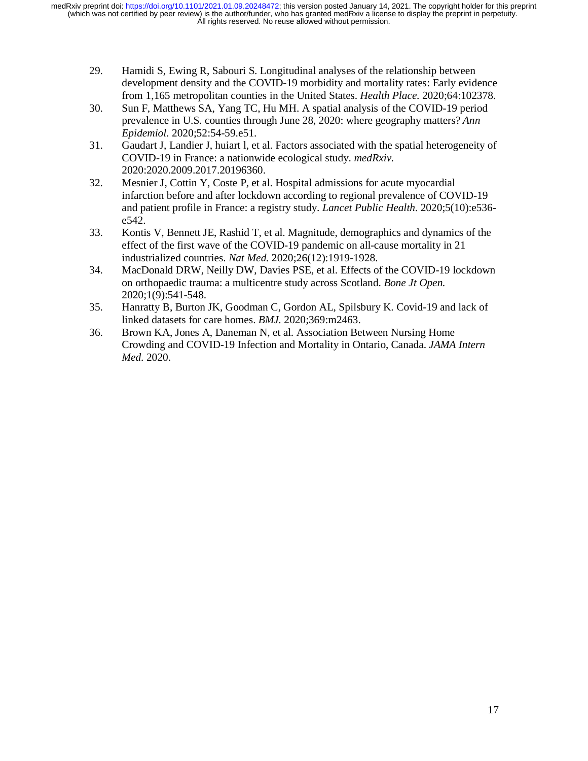29. Hamidi S, Ewing R, Sabouri S. Longitudinal analyses of the relationship between development density and the COVID-19 morbidity and mortality rates: Early evidence from 1,165 metropolitan counties in the United States. *Health Place.* 2020;64:102378.
30. Sun F, Matthews SA, Yang TC, Hu MH. A spatial analysis of the COVID-19 period prevalence in U.S. counties through June 28, 2020: where geography matters? *Ann Epidemiol.* 2020;52:54-59.e51.
31. Gaudart J, Landier J, huiart l, et al. Factors associated with the spatial heterogeneity of COVID-19 in France: a nationwide ecological study. *medRxiv.* 2020:2020.2009.2017.20196360.
32. Mesnier J, Cottin Y, Coste P, et al. Hospital admissions for acute myocardial infarction before and after lockdown according to regional prevalence of COVID-19 and patient profile in France: a registry study. *Lancet Public Health.* 2020;5(10):e536-e542.
33. Kontis V, Bennett JE, Rashid T, et al. Magnitude, demographics and dynamics of the effect of the first wave of the COVID-19 pandemic on all-cause mortality in 21 industrialized countries. *Nat Med.* 2020;26(12):1919-1928.
34. MacDonald DRW, Neilly DW, Davies PSE, et al. Effects of the COVID-19 lockdown on orthopaedic trauma: a multicentre study across Scotland. *Bone Jt Open.* 2020;1(9):541-548.
35. Hanratty B, Burton JK, Goodman C, Gordon AL, Spilsbury K. Covid-19 and lack of linked datasets for care homes. *BMJ.* 2020;369:m2463.
36. Brown KA, Jones A, Daneman N, et al. Association Between Nursing Home Crowding and COVID-19 Infection and Mortality in Ontario, Canada. *JAMA Intern Med.* 2020.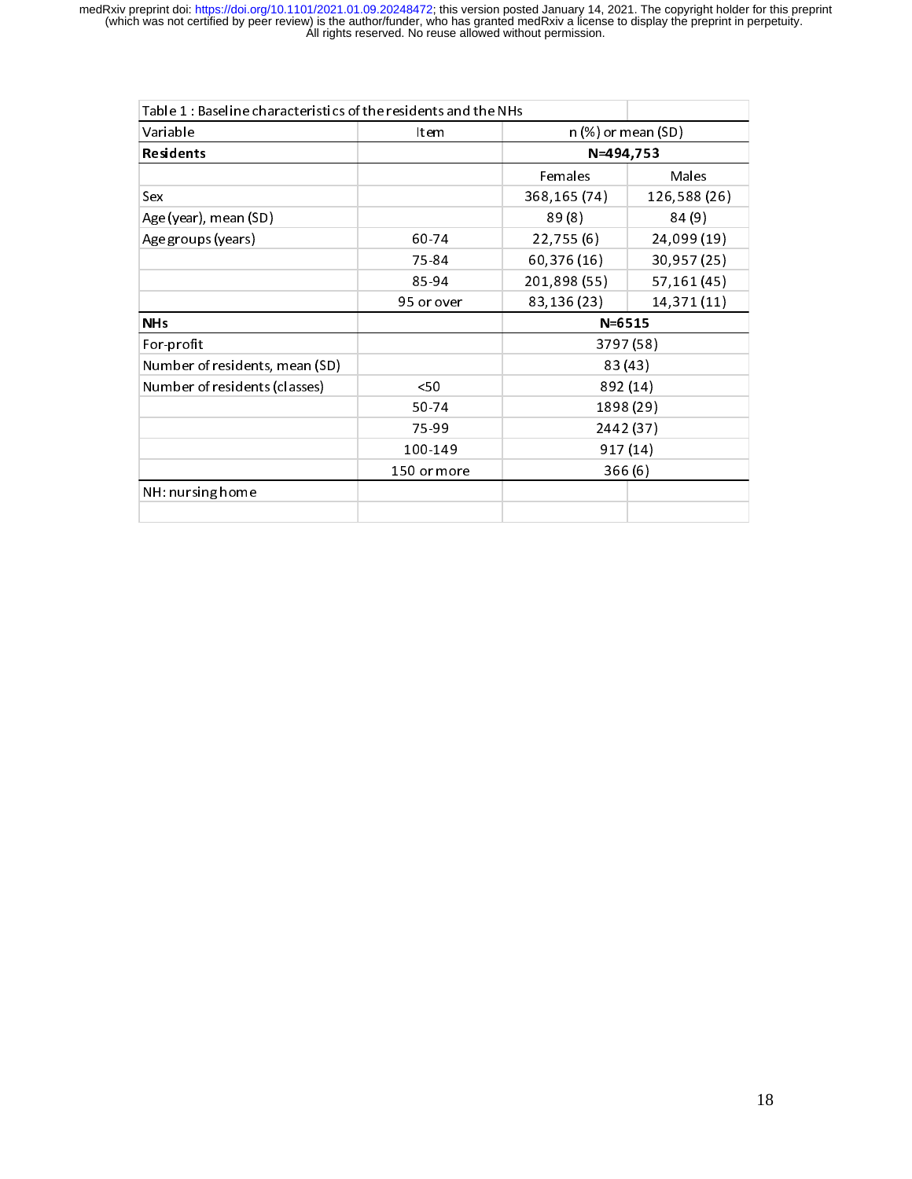| Table 1 : Baseline characteristics of the residents and the NHs | | | |
|---|---|---|---|
| Variable | Item | n (%) or mean (SD) | |
| **Residents** | | **N=494,753** | |
| | | Females | Males |
| Sex | | 368,165 (74) | 126,588 (26) |
| Age (year), mean (SD) | | 89 (8) | 84 (9) |
| Age groups (years) | 60-74 | 22,755 (6) | 24,099 (19) |
| | 75-84 | 60,376 (16) | 30,957 (25) |
| | 85-94 | 201,898 (55) | 57,161 (45) |
| | 95 or over | 83,136 (23) | 14,371 (11) |
| **NHs** | | **N=6515** | |
| For-profit | | 3797 (58) | |
| Number of residents, mean (SD) | | 83 (43) | |
| Number of residents (classes) | <50 | 892 (14) | |
| | 50-74 | 1898 (29) | |
| | 75-99 | 2442 (37) | |
| | 100-149 | 917 (14) | |
| | 150 or more | 366 (6) | |
| NH: nursing home | | | |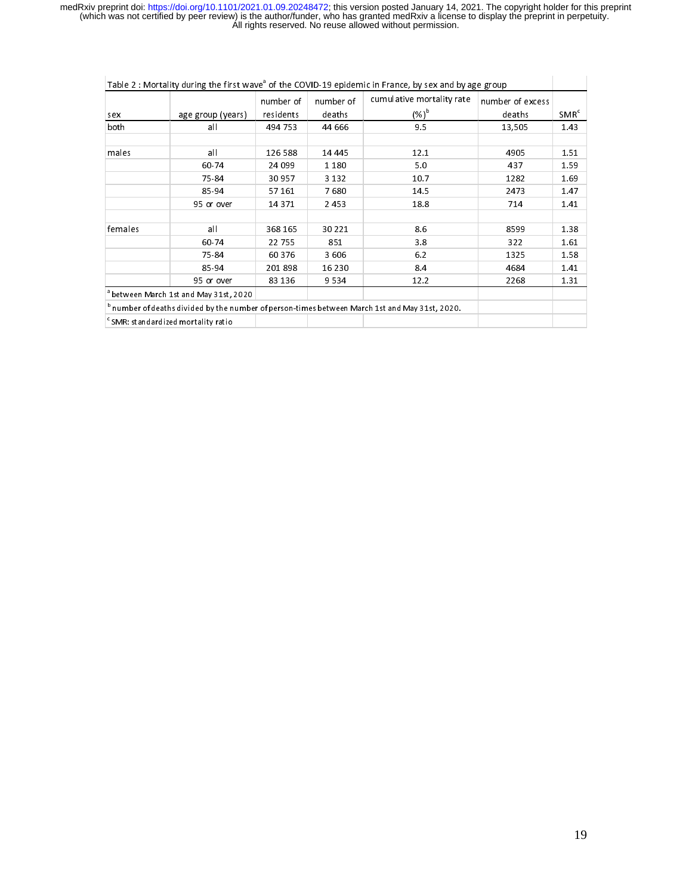Table 2 : Mortality during the first wave[a] of the COVID-19 epidemic in France, by sex and by age group

| sex | age group (years) | number of residents | number of deaths | cumulative mortality rate (%)[b] | number of excess deaths | SMR[c] |
|---|---|---|---|---|---|---|
| both | all | 494 753 | 44 666 | 9.5 | 13,505 | 1.43 |
| | | | | | | |
| males | all | 126 588 | 14 445 | 12.1 | 4905 | 1.51 |
| | 60-74 | 24 099 | 1 180 | 5.0 | 437 | 1.59 |
| | 75-84 | 30 957 | 3 132 | 10.7 | 1282 | 1.69 |
| | 85-94 | 57 161 | 7 680 | 14.5 | 2473 | 1.47 |
| | 95 or over | 14 371 | 2 453 | 18.8 | 714 | 1.41 |
| | | | | | | |
| females | all | 368 165 | 30 221 | 8.6 | 8599 | 1.38 |
| | 60-74 | 22 755 | 851 | 3.8 | 322 | 1.61 |
| | 75-84 | 60 376 | 3 606 | 6.2 | 1325 | 1.58 |
| | 85-94 | 201 898 | 16 230 | 8.4 | 4684 | 1.41 |
| | 95 or over | 83 136 | 9 534 | 12.2 | 2268 | 1.31 |

[a] between March 1st and May 31st, 2020

[b] number of deaths divided by the number of person-times between March 1st and May 31st, 2020.

[c] SMR: standardized mortality ratio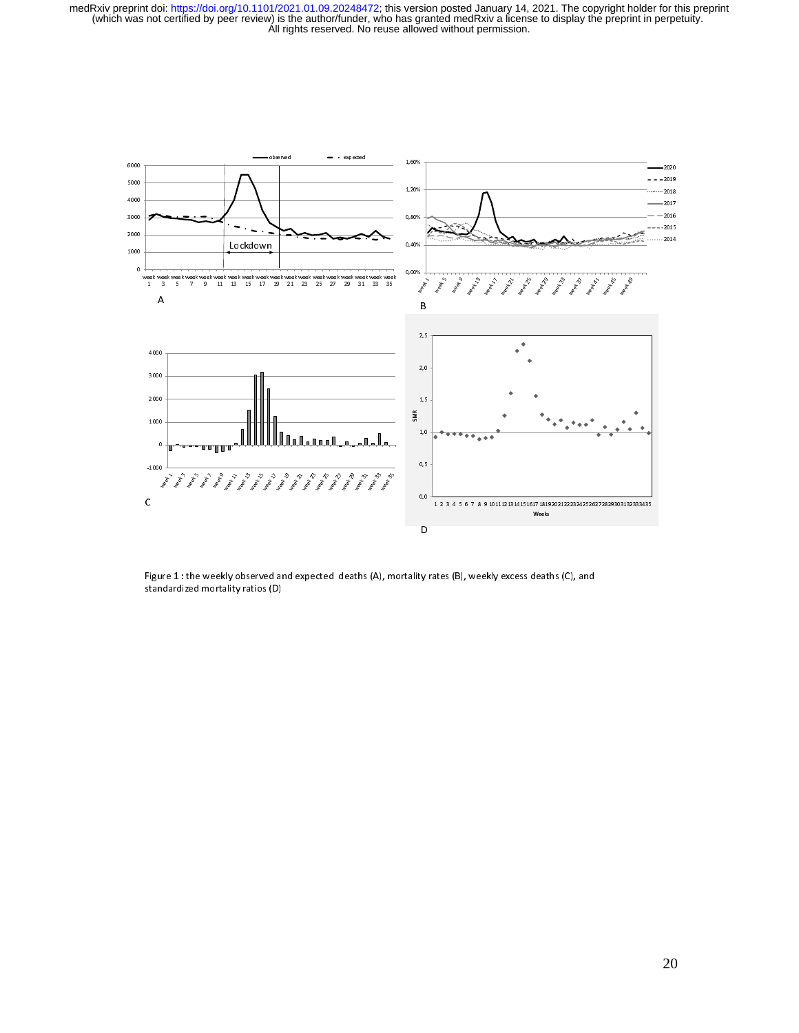Figure 1 : the weekly observed and expected deaths (A), mortality rates (B), weekly excess deaths (C), and standardized mortality ratios (D)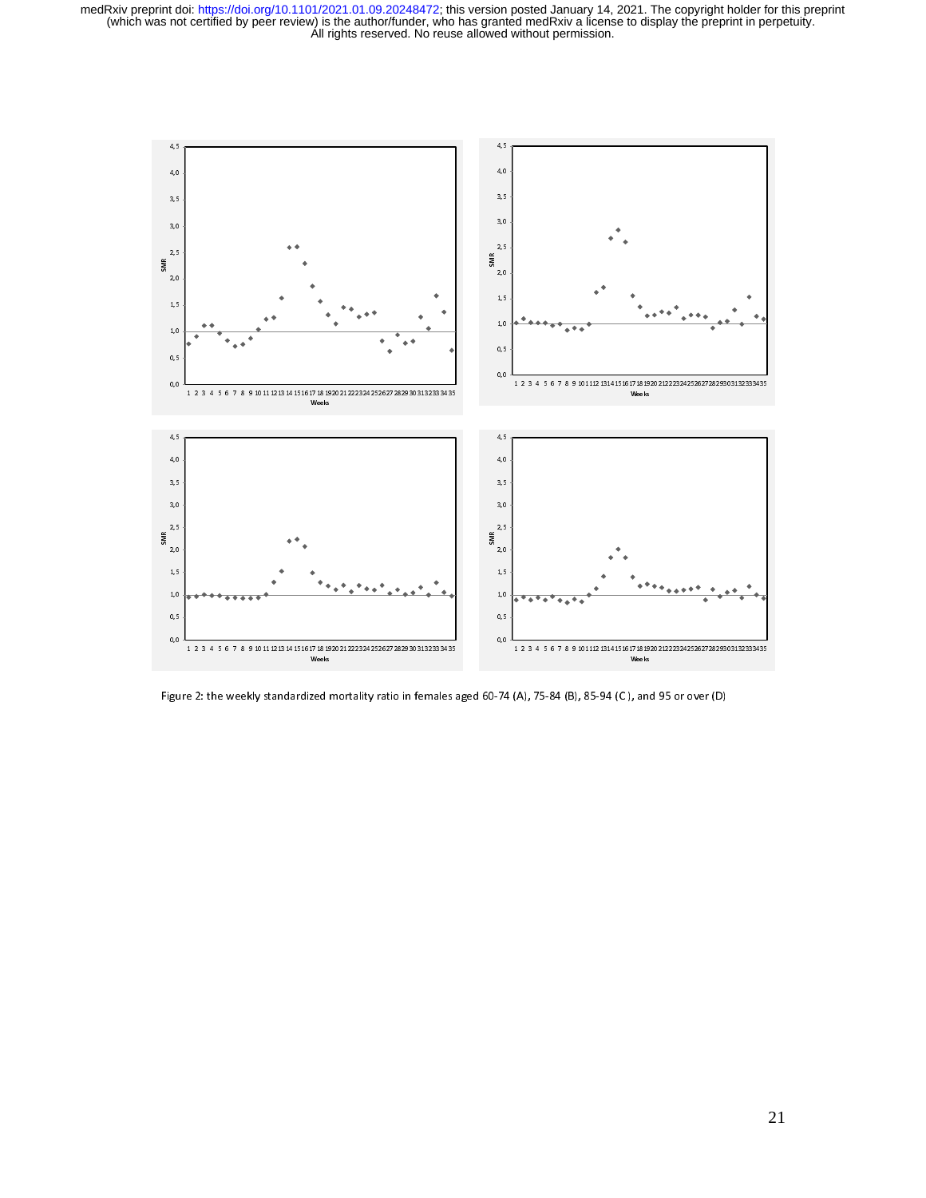Figure 2: the weekly standardized mortality ratio in females aged 60-74 (A), 75-84 (B), 85-94 (C), and 95 or over (D)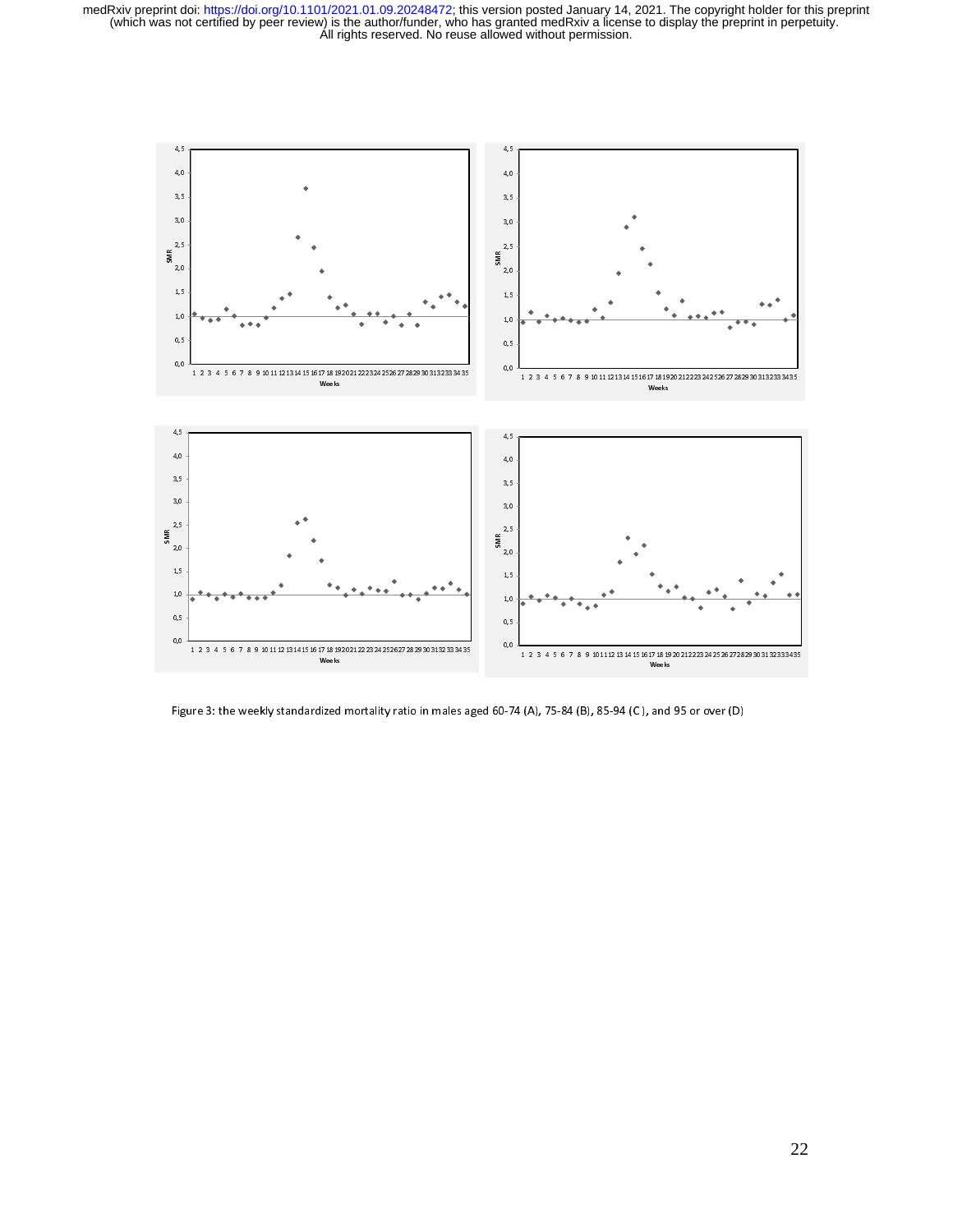Figure 3: the weekly standardized mortality ratio in males aged 60-74 (A), 75-84 (B), 85-94 (C), and 95 or over (D)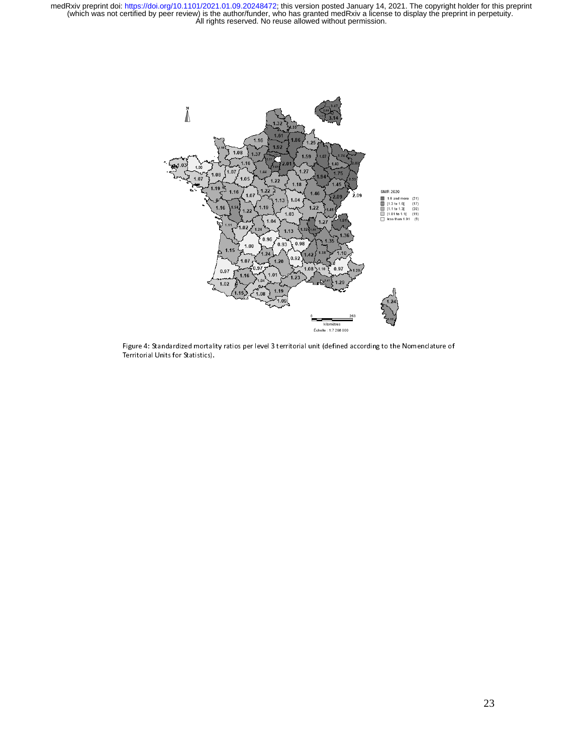SMR 2020

1.6 and more (21)

[1.3 to 1.6[ (17)

[1.1 to 1.3[ (30)

[1.01 to 1.1[ (19)

less than 1.01 (9)

0

250

kilomètres

Échelle : 1:7 268 000

Figure 4: Standardized mortality ratios per level 3 territorial unit (defined according to the Nomenclature of Territorial Units for Statistics).